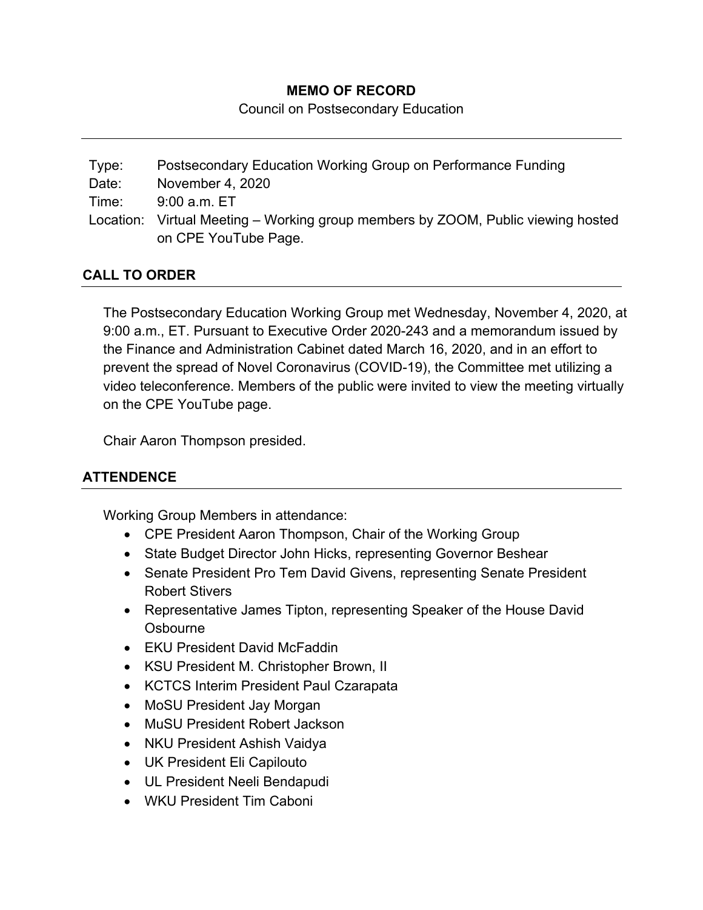**MEMO OF RECORD**

Council on Postsecondary Education

---

| | |
|---|---|
| Type: | Postsecondary Education Working Group on Performance Funding |
| Date: | November 4, 2020 |
| Time: | 9:00 a.m. ET |
| Location: | Virtual Meeting – Working group members by ZOOM, Public viewing hosted on CPE YouTube Page. |

## CALL TO ORDER

The Postsecondary Education Working Group met Wednesday, November 4, 2020, at 9:00 a.m., ET. Pursuant to Executive Order 2020-243 and a memorandum issued by the Finance and Administration Cabinet dated March 16, 2020, and in an effort to prevent the spread of Novel Coronavirus (COVID-19), the Committee met utilizing a video teleconference. Members of the public were invited to view the meeting virtually on the CPE YouTube page.

Chair Aaron Thompson presided.

## ATTENDENCE

Working Group Members in attendance:

- CPE President Aaron Thompson, Chair of the Working Group
- State Budget Director John Hicks, representing Governor Beshear
- Senate President Pro Tem David Givens, representing Senate President Robert Stivers
- Representative James Tipton, representing Speaker of the House David Osbourne
- EKU President David McFaddin
- KSU President M. Christopher Brown, II
- KCTCS Interim President Paul Czarapata
- MoSU President Jay Morgan
- MuSU President Robert Jackson
- NKU President Ashish Vaidya
- UK President Eli Capilouto
- UL President Neeli Bendapudi
- WKU President Tim Caboni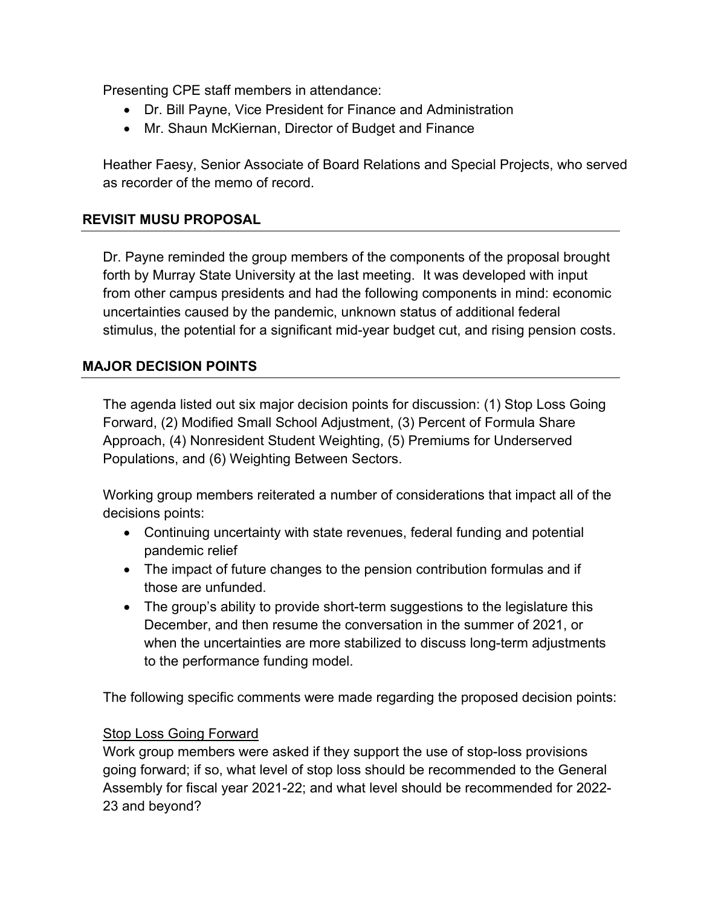Presenting CPE staff members in attendance:

- Dr. Bill Payne, Vice President for Finance and Administration
- Mr. Shaun McKiernan, Director of Budget and Finance

Heather Faesy, Senior Associate of Board Relations and Special Projects, who served as recorder of the memo of record.

## REVISIT MUSU PROPOSAL

Dr. Payne reminded the group members of the components of the proposal brought forth by Murray State University at the last meeting. It was developed with input from other campus presidents and had the following components in mind: economic uncertainties caused by the pandemic, unknown status of additional federal stimulus, the potential for a significant mid-year budget cut, and rising pension costs.

## MAJOR DECISION POINTS

The agenda listed out six major decision points for discussion: (1) Stop Loss Going Forward, (2) Modified Small School Adjustment, (3) Percent of Formula Share Approach, (4) Nonresident Student Weighting, (5) Premiums for Underserved Populations, and (6) Weighting Between Sectors.

Working group members reiterated a number of considerations that impact all of the decisions points:

- Continuing uncertainty with state revenues, federal funding and potential pandemic relief
- The impact of future changes to the pension contribution formulas and if those are unfunded.
- The group's ability to provide short-term suggestions to the legislature this December, and then resume the conversation in the summer of 2021, or when the uncertainties are more stabilized to discuss long-term adjustments to the performance funding model.

The following specific comments were made regarding the proposed decision points:

<u>Stop Loss Going Forward</u>

Work group members were asked if they support the use of stop-loss provisions going forward; if so, what level of stop loss should be recommended to the General Assembly for fiscal year 2021-22; and what level should be recommended for 2022-23 and beyond?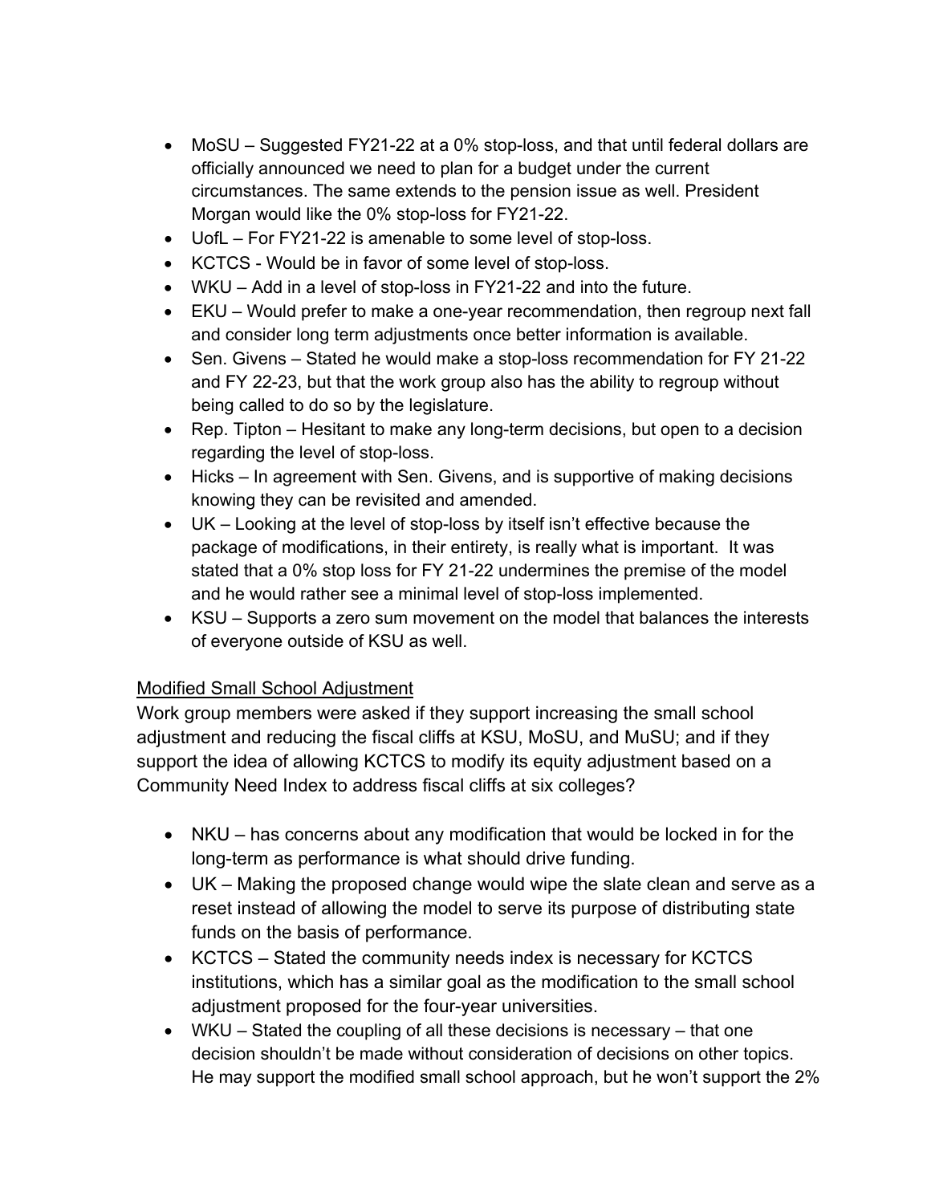- MoSU – Suggested FY21-22 at a 0% stop-loss, and that until federal dollars are officially announced we need to plan for a budget under the current circumstances. The same extends to the pension issue as well. President Morgan would like the 0% stop-loss for FY21-22.
- UofL – For FY21-22 is amenable to some level of stop-loss.
- KCTCS - Would be in favor of some level of stop-loss.
- WKU – Add in a level of stop-loss in FY21-22 and into the future.
- EKU – Would prefer to make a one-year recommendation, then regroup next fall and consider long term adjustments once better information is available.
- Sen. Givens – Stated he would make a stop-loss recommendation for FY 21-22 and FY 22-23, but that the work group also has the ability to regroup without being called to do so by the legislature.
- Rep. Tipton – Hesitant to make any long-term decisions, but open to a decision regarding the level of stop-loss.
- Hicks – In agreement with Sen. Givens, and is supportive of making decisions knowing they can be revisited and amended.
- UK – Looking at the level of stop-loss by itself isn't effective because the package of modifications, in their entirety, is really what is important. It was stated that a 0% stop loss for FY 21-22 undermines the premise of the model and he would rather see a minimal level of stop-loss implemented.
- KSU – Supports a zero sum movement on the model that balances the interests of everyone outside of KSU as well.

Modified Small School Adjustment

Work group members were asked if they support increasing the small school adjustment and reducing the fiscal cliffs at KSU, MoSU, and MuSU; and if they support the idea of allowing KCTCS to modify its equity adjustment based on a Community Need Index to address fiscal cliffs at six colleges?

- NKU – has concerns about any modification that would be locked in for the long-term as performance is what should drive funding.
- UK – Making the proposed change would wipe the slate clean and serve as a reset instead of allowing the model to serve its purpose of distributing state funds on the basis of performance.
- KCTCS – Stated the community needs index is necessary for KCTCS institutions, which has a similar goal as the modification to the small school adjustment proposed for the four-year universities.
- WKU – Stated the coupling of all these decisions is necessary – that one decision shouldn't be made without consideration of decisions on other topics. He may support the modified small school approach, but he won't support the 2%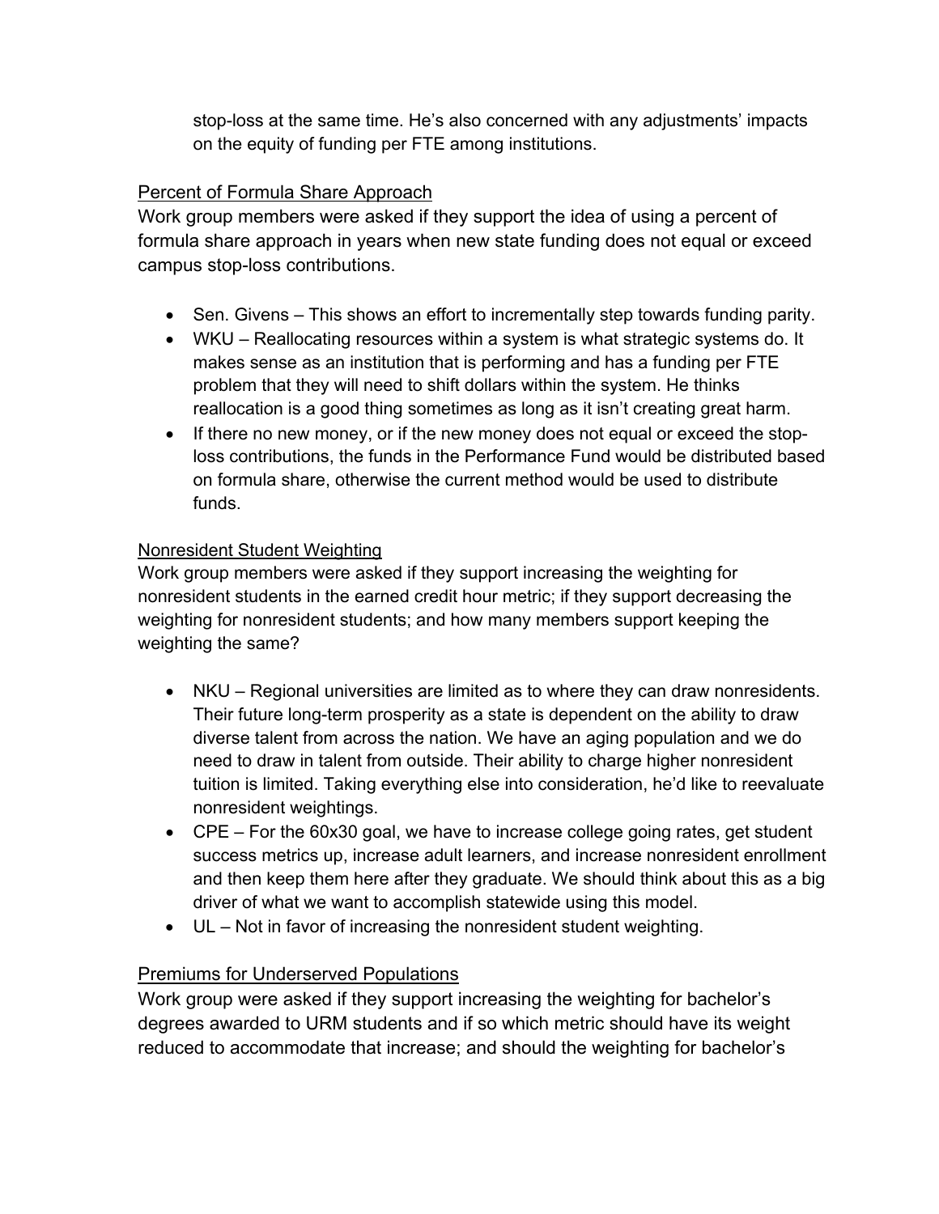stop-loss at the same time. He's also concerned with any adjustments' impacts on the equity of funding per FTE among institutions.

## Percent of Formula Share Approach

Work group members were asked if they support the idea of using a percent of formula share approach in years when new state funding does not equal or exceed campus stop-loss contributions.

- Sen. Givens – This shows an effort to incrementally step towards funding parity.
- WKU – Reallocating resources within a system is what strategic systems do. It makes sense as an institution that is performing and has a funding per FTE problem that they will need to shift dollars within the system. He thinks reallocation is a good thing sometimes as long as it isn't creating great harm.
- If there no new money, or if the new money does not equal or exceed the stop-loss contributions, the funds in the Performance Fund would be distributed based on formula share, otherwise the current method would be used to distribute funds.

## Nonresident Student Weighting

Work group members were asked if they support increasing the weighting for nonresident students in the earned credit hour metric; if they support decreasing the weighting for nonresident students; and how many members support keeping the weighting the same?

- NKU – Regional universities are limited as to where they can draw nonresidents. Their future long-term prosperity as a state is dependent on the ability to draw diverse talent from across the nation. We have an aging population and we do need to draw in talent from outside. Their ability to charge higher nonresident tuition is limited. Taking everything else into consideration, he'd like to reevaluate nonresident weightings.
- CPE – For the 60x30 goal, we have to increase college going rates, get student success metrics up, increase adult learners, and increase nonresident enrollment and then keep them here after they graduate. We should think about this as a big driver of what we want to accomplish statewide using this model.
- UL – Not in favor of increasing the nonresident student weighting.

## Premiums for Underserved Populations

Work group were asked if they support increasing the weighting for bachelor's degrees awarded to URM students and if so which metric should have its weight reduced to accommodate that increase; and should the weighting for bachelor's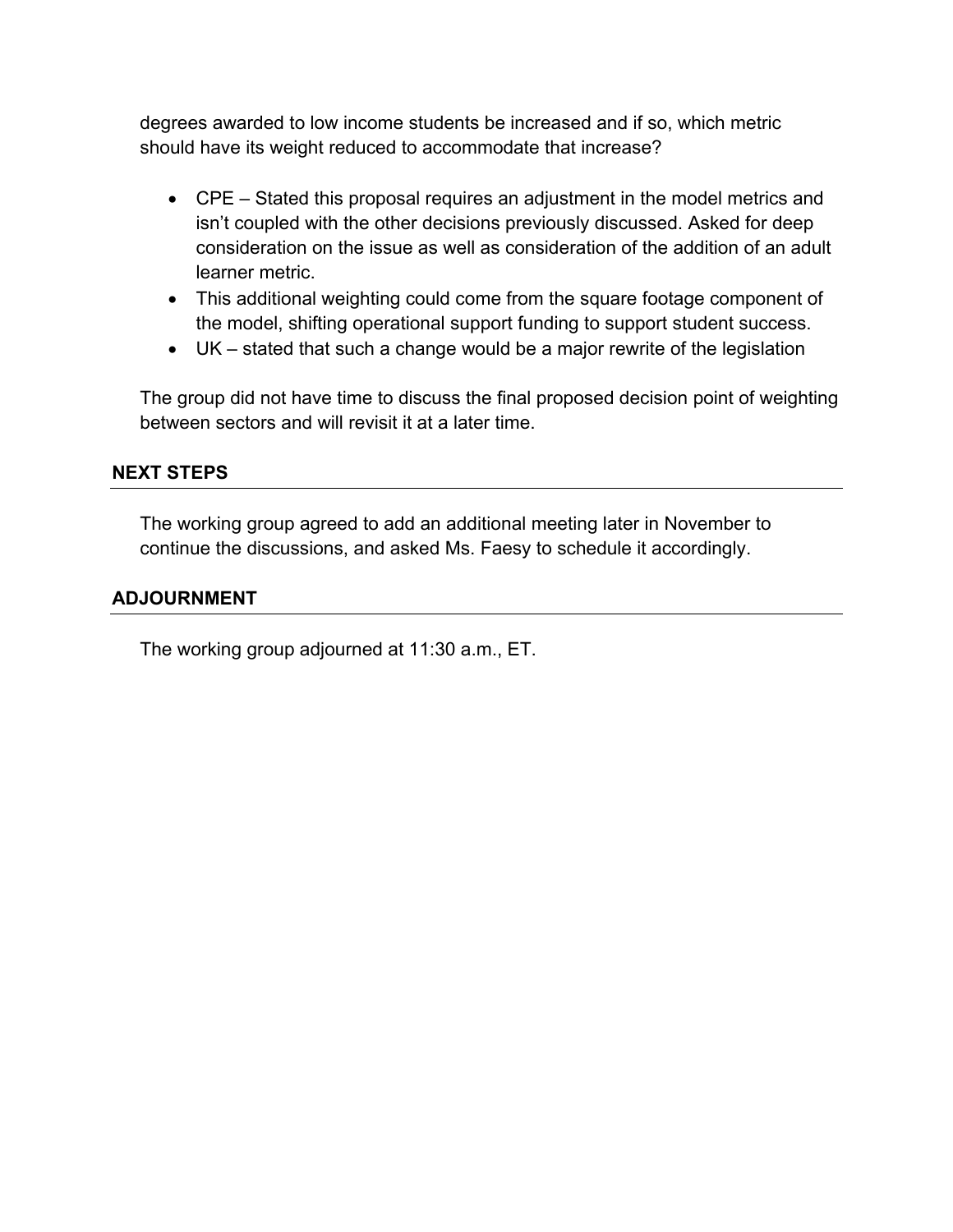degrees awarded to low income students be increased and if so, which metric should have its weight reduced to accommodate that increase?

- CPE – Stated this proposal requires an adjustment in the model metrics and isn't coupled with the other decisions previously discussed. Asked for deep consideration on the issue as well as consideration of the addition of an adult learner metric.
- This additional weighting could come from the square footage component of the model, shifting operational support funding to support student success.
- UK – stated that such a change would be a major rewrite of the legislation

The group did not have time to discuss the final proposed decision point of weighting between sectors and will revisit it at a later time.

## NEXT STEPS

The working group agreed to add an additional meeting later in November to continue the discussions, and asked Ms. Faesy to schedule it accordingly.

## ADJOURNMENT

The working group adjourned at 11:30 a.m., ET.